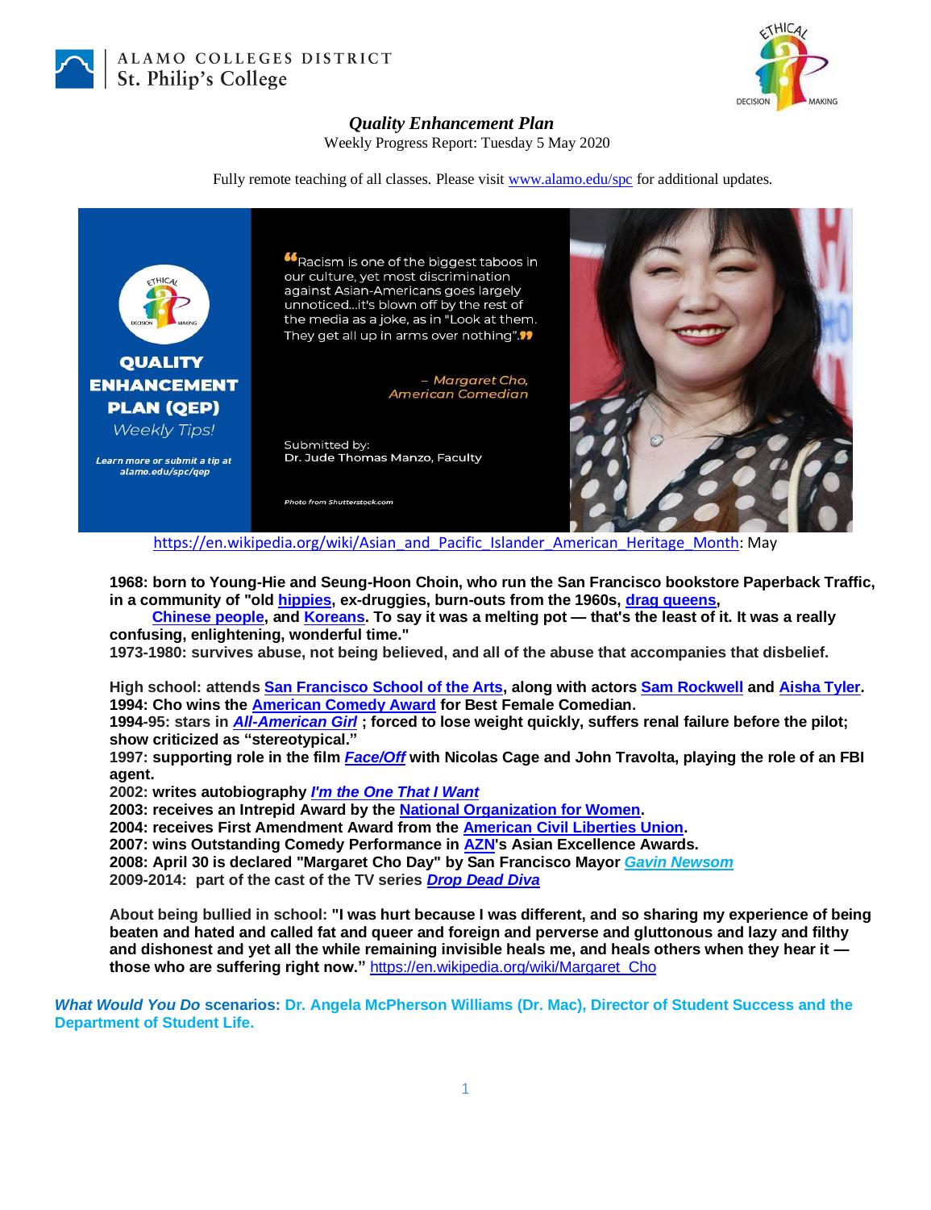ALAMO COLLEGES DISTRICT
St. Philip's College

*Quality Enhancement Plan*

Weekly Progress Report: Tuesday 5 May 2020

Fully remote teaching of all classes. Please visit [www.alamo.edu/spc](www.alamo.edu/spc) for additional updates.

**QUALITY ENHANCEMENT PLAN (QEP)**
*Weekly Tips!*

*Learn more or submit a tip at alamo.edu/spc/qep*

"Racism is one of the biggest taboos in our culture, yet most discrimination against Asian-Americans goes largely unnoticed…it's blown off by the rest of the media as a joke, as in "Look at them. They get all up in arms over nothing"."

– *Margaret Cho, American Comedian*

Submitted by:
Dr. Jude Thomas Manzo, Faculty

*Photo from Shutterstock.com*

[https://en.wikipedia.org/wiki/Asian_and_Pacific_Islander_American_Heritage_Month](https://en.wikipedia.org/wiki/Asian_and_Pacific_Islander_American_Heritage_Month): May

**1968: born to Young-Hie and Seung-Hoon Choin, who run the San Francisco bookstore Paperback Traffic, in a community of "old [hippies](hippies), ex-druggies, burn-outs from the 1960s, [drag queens](drag queens), [Chinese people](Chinese people), and [Koreans](Koreans). To say it was a melting pot — that's the least of it. It was a really confusing, enlightening, wonderful time."**

**1973-1980: survives abuse, not being believed, and all of the abuse that accompanies that disbelief.**

**High school: attends [San Francisco School of the Arts](San Francisco School of the Arts), along with actors [Sam Rockwell](Sam Rockwell) and [Aisha Tyler](Aisha Tyler).**

**1994: Cho wins the [American Comedy Award](American Comedy Award) for Best Female Comedian.**

**1994-95: stars in [*All-American Girl*](All-American Girl) ; forced to lose weight quickly, suffers renal failure before the pilot; show criticized as "stereotypical."**

**1997: supporting role in the film [*Face/Off*](Face/Off) with Nicolas Cage and John Travolta, playing the role of an FBI agent.**

**2002: writes autobiography [*I'm the One That I Want*](I'm the One That I Want)**

**2003: receives an Intrepid Award by the [National Organization for Women](National Organization for Women).**

**2004: receives First Amendment Award from the [American Civil Liberties Union](American Civil Liberties Union).**

**2007: wins Outstanding Comedy Performance in [AZN](AZN)'s Asian Excellence Awards.**

**2008: April 30 is declared "Margaret Cho Day" by San Francisco Mayor [*Gavin Newsom*](Gavin Newsom)**

**2009-2014: part of the cast of the TV series [*Drop Dead Diva*](Drop Dead Diva)**

**About being bullied in school: "I was hurt because I was different, and so sharing my experience of being beaten and hated and called fat and queer and foreign and perverse and gluttonous and lazy and filthy and dishonest and yet all the while remaining invisible heals me, and heals others when they hear it — those who are suffering right now."** [https://en.wikipedia.org/wiki/Margaret_Cho](https://en.wikipedia.org/wiki/Margaret_Cho)

***What Would You Do* scenarios: Dr. Angela McPherson Williams (Dr. Mac), Director of Student Success and the Department of Student Life.**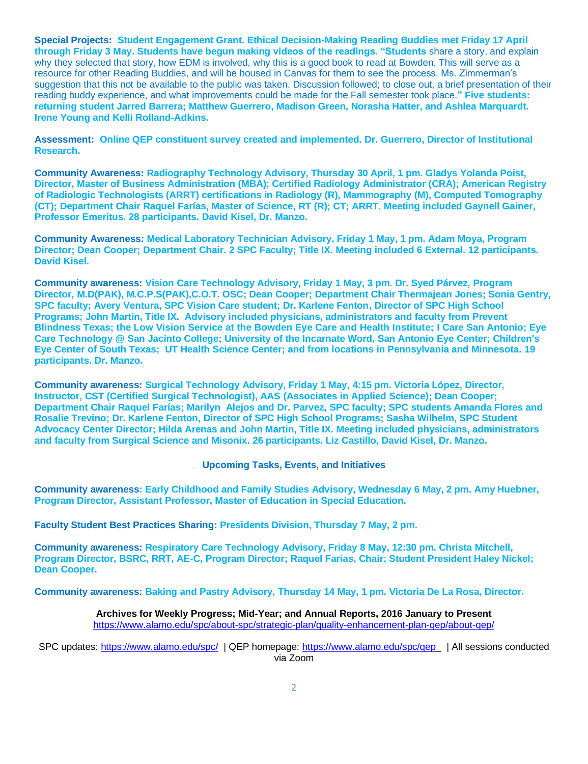**Special Projects: Student Engagement Grant. Ethical Decision-Making Reading Buddies met Friday 17 April through Friday 3 May. Students have begun making videos of the readings. "Students** share a story, and explain why they selected that story, how EDM is involved, why this is a good book to read at Bowden. This will serve as a resource for other Reading Buddies, and will be housed in Canvas for them to see the process. Ms. Zimmerman's suggestion that this not be available to the public was taken. Discussion followed; to close out, a brief presentation of their reading buddy experience, and what improvements could be made for the Fall semester took place.**" Five students: returning student Jarred Barrera; Matthew Guerrero, Madison Green, Norasha Hatter, and Ashlea Marquardt. Irene Young and Kelli Rolland-Adkins.**

**Assessment: Online QEP constituent survey created and implemented. Dr. Guerrero, Director of Institutional Research.**

**Community Awareness: Radiography Technology Advisory, Thursday 30 April, 1 pm. Gladys Yolanda Poist, Director, Master of Business Administration (MBA); Certified Radiology Administrator (CRA); American Registry of Radiologic Technologists (ARRT) certifications in Radiology (R), Mammography (M), Computed Tomography (CT); Department Chair Raquel Farías, Master of Science, RT (R); CT; ARRT. Meeting included Gaynell Gainer, Professor Emeritus. 28 participants. David Kisel, Dr. Manzo.**

**Community Awareness: Medical Laboratory Technician Advisory, Friday 1 May, 1 pm. Adam Moya, Program Director; Dean Cooper; Department Chair. 2 SPC Faculty; Title IX. Meeting included 6 External. 12 participants. David Kisel.**

**Community awareness: Vision Care Technology Advisory, Friday 1 May, 3 pm. Dr. Syed Párvez, Program Director, M.D(PAK), M.C.P.S(PAK),C.O.T. OSC; Dean Cooper; Department Chair Thermajean Jones; Sonia Gentry, SPC faculty; Avery Ventura, SPC Vision Care student; Dr. Karlene Fenton, Director of SPC High School Programs; John Martin, Title IX. Advisory included physicians, administrators and faculty from Prevent Blindness Texas; the Low Vision Service at the Bowden Eye Care and Health Institute; I Care San Antonio; Eye Care Technology @ San Jacinto College; University of the Incarnate Word, San Antonio Eye Center; Children's Eye Center of South Texas; UT Health Science Center; and from locations in Pennsylvania and Minnesota. 19 participants. Dr. Manzo.**

**Community awareness: Surgical Technology Advisory, Friday 1 May, 4:15 pm. Victoria López, Director, Instructor, CST (Certified Surgical Technologist), AAS (Associates in Applied Science); Dean Cooper; Department Chair Raquel Farías; Marilyn Alejos and Dr. Parvez, SPC faculty; SPC students Amanda Flores and Rosalie Trevino; Dr. Karlene Fenton, Director of SPC High School Programs; Sasha Wilhelm, SPC Student Advocacy Center Director; Hilda Arenas and John Martin, Title IX. Meeting included physicians, administrators and faculty from Surgical Science and Misonix. 26 participants. Liz Castillo, David Kisel, Dr. Manzo.**

## Upcoming Tasks, Events, and Initiatives

**Community awareness: Early Childhood and Family Studies Advisory, Wednesday 6 May, 2 pm. Amy Huebner, Program Director, Assistant Professor, Master of Education in Special Education.**

**Faculty Student Best Practices Sharing: Presidents Division, Thursday 7 May, 2 pm.**

**Community awareness: Respiratory Care Technology Advisory, Friday 8 May, 12:30 pm. Christa Mitchell, Program Director, BSRC, RRT, AE-C, Program Director; Raquel Farias, Chair; Student President Haley Nickel; Dean Cooper.**

**Community awareness: Baking and Pastry Advisory, Thursday 14 May, 1 pm. Victoria De La Rosa, Director.**

**Archives for Weekly Progress; Mid-Year; and Annual Reports, 2016 January to Present**
https://www.alamo.edu/spc/about-spc/strategic-plan/quality-enhancement-plan-qep/about-qep/

SPC updates: https://www.alamo.edu/spc/ | QEP homepage: https://www.alamo.edu/spc/qep | All sessions conducted via Zoom